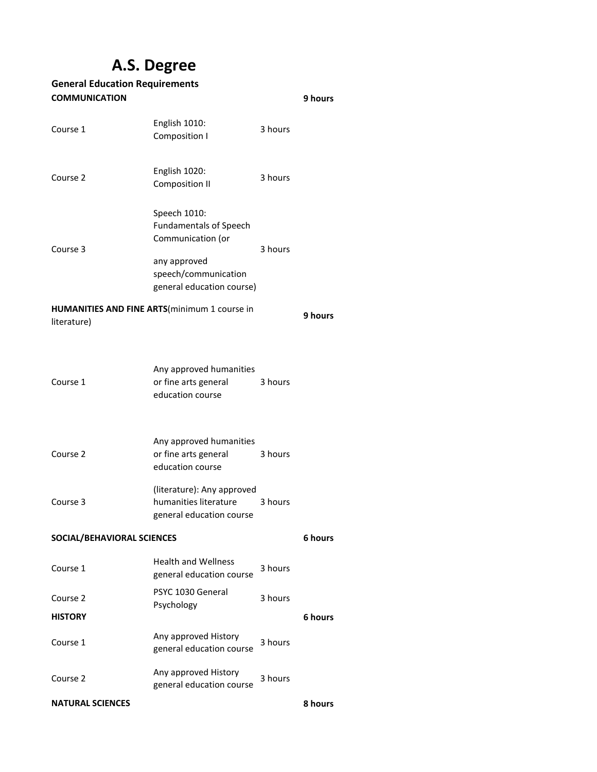# A.S. Degree

**General Education Requirements**

| | | | |
|---|---|---|---|
| **COMMUNICATION** | | | **9 hours** |
| Course 1 | English 1010: Composition I | 3 hours | |
| Course 2 | English 1020: Composition II | 3 hours | |
| Course 3 | Speech 1010: Fundamentals of Speech Communication (or any approved speech/communication general education course) | 3 hours | |
| **HUMANITIES AND FINE ARTS**(minimum 1 course in literature) | | | **9 hours** |
| Course 1 | Any approved humanities or fine arts general education course | 3 hours | |
| Course 2 | Any approved humanities or fine arts general education course | 3 hours | |
| Course 3 | (literature): Any approved humanities literature general education course | 3 hours | |
| **SOCIAL/BEHAVIORAL SCIENCES** | | | **6 hours** |
| Course 1 | Health and Wellness general education course | 3 hours | |
| Course 2 | PSYC 1030 General Psychology | 3 hours | |
| **HISTORY** | | | **6 hours** |
| Course 1 | Any approved History general education course | 3 hours | |
| Course 2 | Any approved History general education course | 3 hours | |
| **NATURAL SCIENCES** | | | **8 hours** |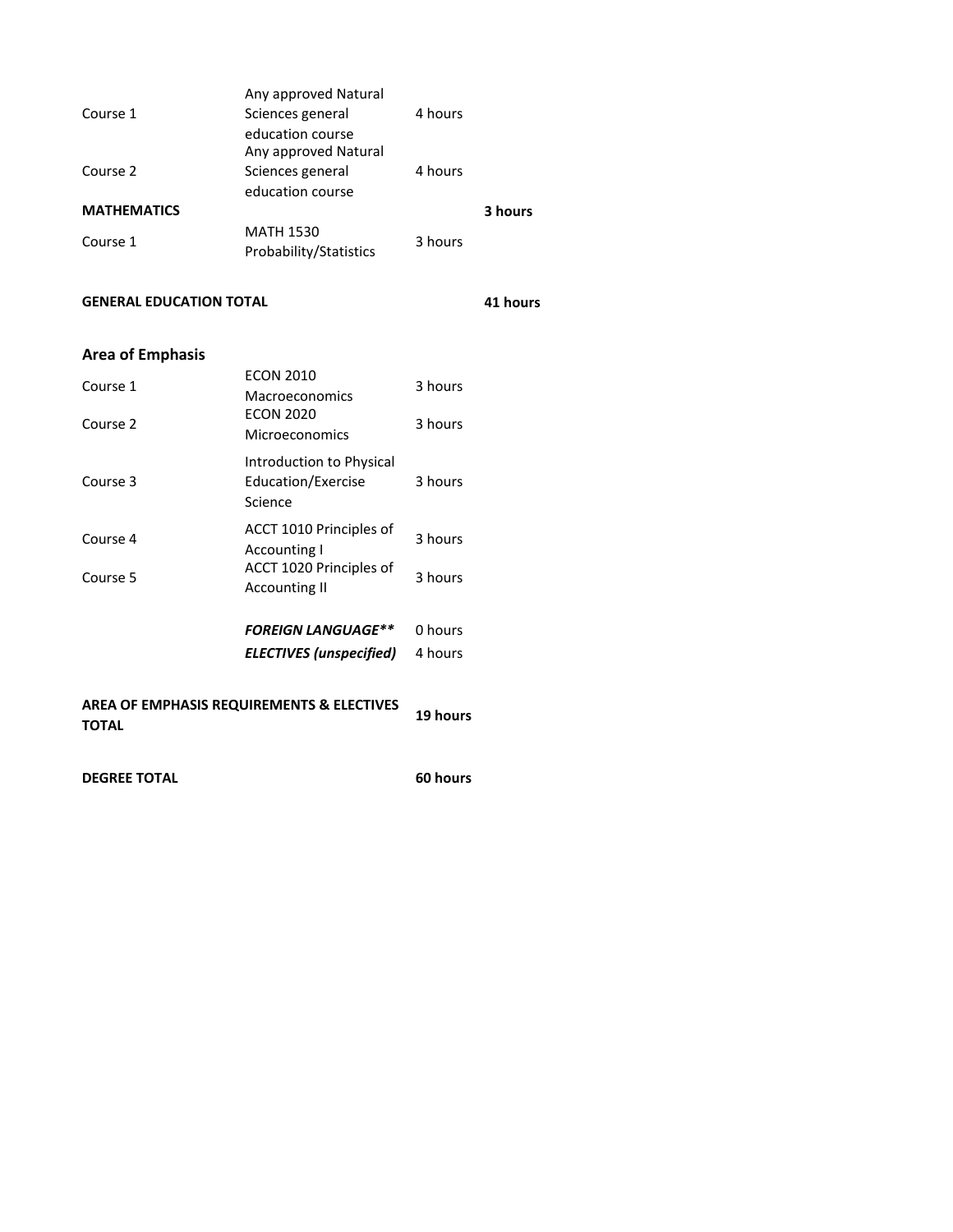| | | | |
|---|---|---|---|
| Course 1 | Any approved Natural Sciences general education course | 4 hours | |
| Course 2 | Any approved Natural Sciences general education course | 4 hours | |
| **MATHEMATICS** | | | **3 hours** |
| Course 1 | MATH 1530 Probability/Statistics | 3 hours | |
| | | | |
| **GENERAL EDUCATION TOTAL** | | | **41 hours** |

## Area of Emphasis

| | | | |
|---|---|---|---|
| Course 1 | ECON 2010 Macroeconomics | 3 hours | |
| Course 2 | ECON 2020 Microeconomics | 3 hours | |
| Course 3 | Introduction to Physical Education/Exercise Science | 3 hours | |
| Course 4 | ACCT 1010 Principles of Accounting I | 3 hours | |
| Course 5 | ACCT 1020 Principles of Accounting II | 3 hours | |
| | ***FOREIGN LANGUAGE**** | 0 hours | |
| | ***ELECTIVES (unspecified)*** | 4 hours | |
| | | | |
| **AREA OF EMPHASIS REQUIREMENTS & ELECTIVES TOTAL** | | **19 hours** | |
| | | | |
| **DEGREE TOTAL** | | **60 hours** | |